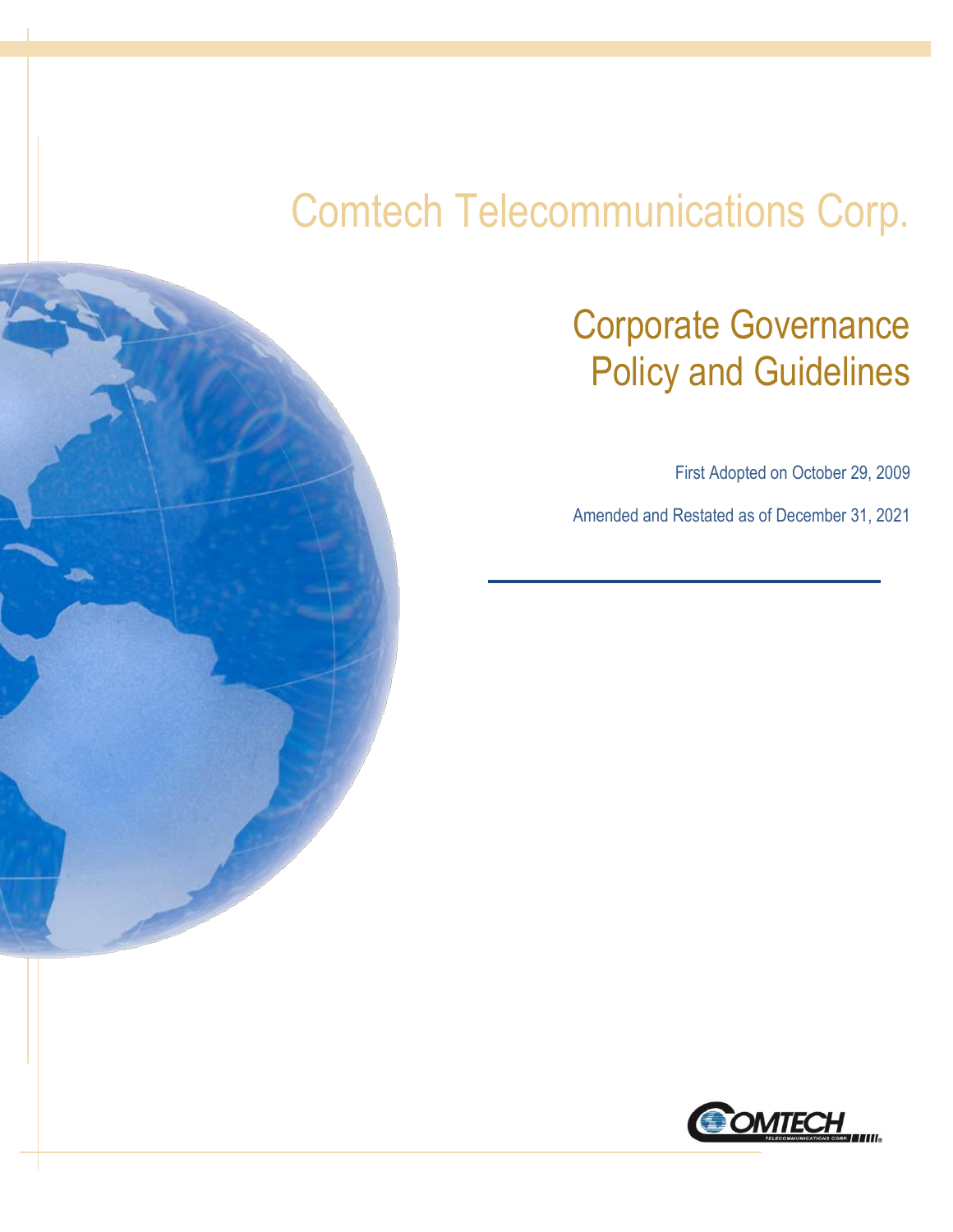# Comtech Telecommunications Corp.

## Corporate Governance Policy and Guidelines

First Adopted on October 29, 2009

Amended and Restated as of December 31, 2021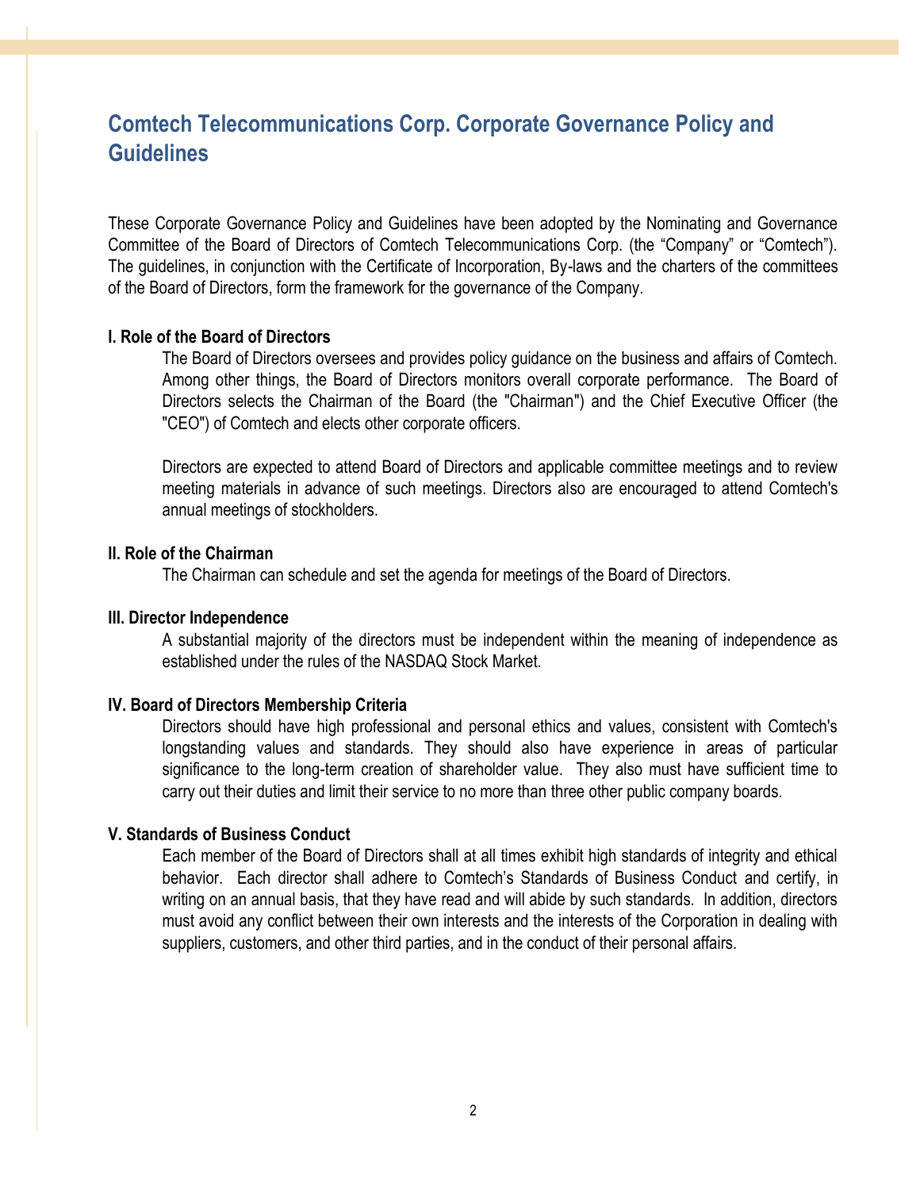# Comtech Telecommunications Corp. Corporate Governance Policy and Guidelines

These Corporate Governance Policy and Guidelines have been adopted by the Nominating and Governance Committee of the Board of Directors of Comtech Telecommunications Corp. (the "Company" or "Comtech"). The guidelines, in conjunction with the Certificate of Incorporation, By-laws and the charters of the committees of the Board of Directors, form the framework for the governance of the Company.

**I. Role of the Board of Directors**

The Board of Directors oversees and provides policy guidance on the business and affairs of Comtech. Among other things, the Board of Directors monitors overall corporate performance. The Board of Directors selects the Chairman of the Board (the "Chairman") and the Chief Executive Officer (the "CEO") of Comtech and elects other corporate officers.

Directors are expected to attend Board of Directors and applicable committee meetings and to review meeting materials in advance of such meetings. Directors also are encouraged to attend Comtech's annual meetings of stockholders.

**II. Role of the Chairman**

The Chairman can schedule and set the agenda for meetings of the Board of Directors.

**III. Director Independence**

A substantial majority of the directors must be independent within the meaning of independence as established under the rules of the NASDAQ Stock Market.

**IV. Board of Directors Membership Criteria**

Directors should have high professional and personal ethics and values, consistent with Comtech's longstanding values and standards. They should also have experience in areas of particular significance to the long-term creation of shareholder value. They also must have sufficient time to carry out their duties and limit their service to no more than three other public company boards.

**V. Standards of Business Conduct**

Each member of the Board of Directors shall at all times exhibit high standards of integrity and ethical behavior. Each director shall adhere to Comtech's Standards of Business Conduct and certify, in writing on an annual basis, that they have read and will abide by such standards. In addition, directors must avoid any conflict between their own interests and the interests of the Corporation in dealing with suppliers, customers, and other third parties, and in the conduct of their personal affairs.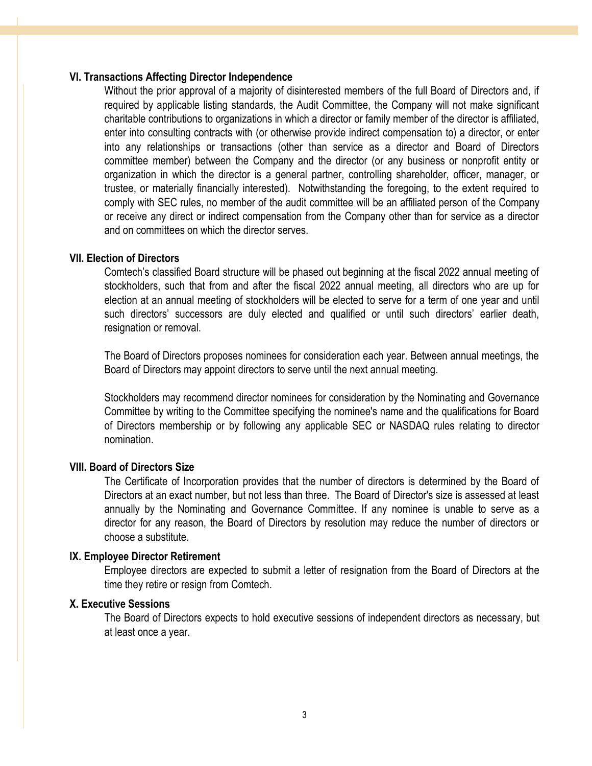### VI. Transactions Affecting Director Independence

Without the prior approval of a majority of disinterested members of the full Board of Directors and, if required by applicable listing standards, the Audit Committee, the Company will not make significant charitable contributions to organizations in which a director or family member of the director is affiliated, enter into consulting contracts with (or otherwise provide indirect compensation to) a director, or enter into any relationships or transactions (other than service as a director and Board of Directors committee member) between the Company and the director (or any business or nonprofit entity or organization in which the director is a general partner, controlling shareholder, officer, manager, or trustee, or materially financially interested). Notwithstanding the foregoing, to the extent required to comply with SEC rules, no member of the audit committee will be an affiliated person of the Company or receive any direct or indirect compensation from the Company other than for service as a director and on committees on which the director serves.

### VII. Election of Directors

Comtech's classified Board structure will be phased out beginning at the fiscal 2022 annual meeting of stockholders, such that from and after the fiscal 2022 annual meeting, all directors who are up for election at an annual meeting of stockholders will be elected to serve for a term of one year and until such directors' successors are duly elected and qualified or until such directors' earlier death, resignation or removal.

The Board of Directors proposes nominees for consideration each year. Between annual meetings, the Board of Directors may appoint directors to serve until the next annual meeting.

Stockholders may recommend director nominees for consideration by the Nominating and Governance Committee by writing to the Committee specifying the nominee's name and the qualifications for Board of Directors membership or by following any applicable SEC or NASDAQ rules relating to director nomination.

### VIII. Board of Directors Size

The Certificate of Incorporation provides that the number of directors is determined by the Board of Directors at an exact number, but not less than three. The Board of Director's size is assessed at least annually by the Nominating and Governance Committee. If any nominee is unable to serve as a director for any reason, the Board of Directors by resolution may reduce the number of directors or choose a substitute.

### IX. Employee Director Retirement

Employee directors are expected to submit a letter of resignation from the Board of Directors at the time they retire or resign from Comtech.

### X. Executive Sessions

The Board of Directors expects to hold executive sessions of independent directors as necessary, but at least once a year.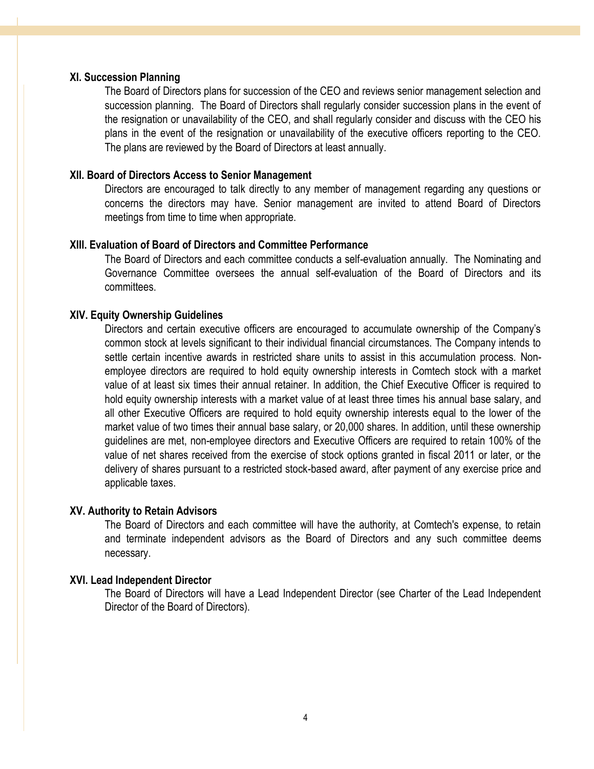### XI. Succession Planning

The Board of Directors plans for succession of the CEO and reviews senior management selection and succession planning. The Board of Directors shall regularly consider succession plans in the event of the resignation or unavailability of the CEO, and shall regularly consider and discuss with the CEO his plans in the event of the resignation or unavailability of the executive officers reporting to the CEO. The plans are reviewed by the Board of Directors at least annually.

### XII. Board of Directors Access to Senior Management

Directors are encouraged to talk directly to any member of management regarding any questions or concerns the directors may have. Senior management are invited to attend Board of Directors meetings from time to time when appropriate.

### XIII. Evaluation of Board of Directors and Committee Performance

The Board of Directors and each committee conducts a self-evaluation annually. The Nominating and Governance Committee oversees the annual self-evaluation of the Board of Directors and its committees.

### XIV. Equity Ownership Guidelines

Directors and certain executive officers are encouraged to accumulate ownership of the Company's common stock at levels significant to their individual financial circumstances. The Company intends to settle certain incentive awards in restricted share units to assist in this accumulation process. Non-employee directors are required to hold equity ownership interests in Comtech stock with a market value of at least six times their annual retainer. In addition, the Chief Executive Officer is required to hold equity ownership interests with a market value of at least three times his annual base salary, and all other Executive Officers are required to hold equity ownership interests equal to the lower of the market value of two times their annual base salary, or 20,000 shares. In addition, until these ownership guidelines are met, non-employee directors and Executive Officers are required to retain 100% of the value of net shares received from the exercise of stock options granted in fiscal 2011 or later, or the delivery of shares pursuant to a restricted stock-based award, after payment of any exercise price and applicable taxes.

### XV. Authority to Retain Advisors

The Board of Directors and each committee will have the authority, at Comtech's expense, to retain and terminate independent advisors as the Board of Directors and any such committee deems necessary.

### XVI. Lead Independent Director

The Board of Directors will have a Lead Independent Director (see Charter of the Lead Independent Director of the Board of Directors).